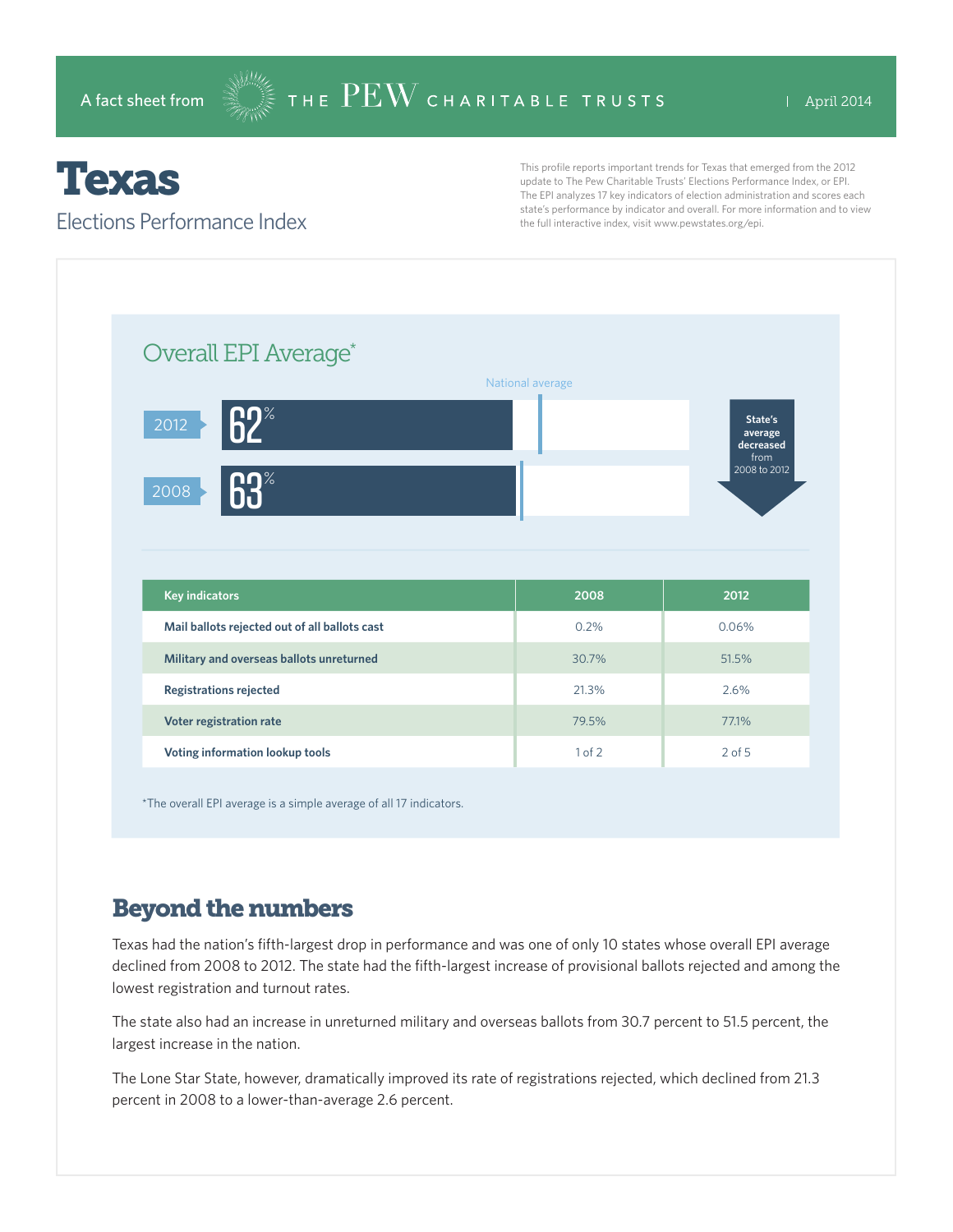A fact sheet from THE PEW CHARITABLE TRUSTS | April 2014

# Texas

## Elections Performance Index

This profile reports important trends for Texas that emerged from the 2012 update to The Pew Charitable Trusts' Elections Performance Index, or EPI. The EPI analyzes 17 key indicators of election administration and scores each state's performance by indicator and overall. For more information and to view the full interactive index, visit www.pewstates.org/epi.

### Overall EPI Average*

National average

2012: 62%

2008: 63%

State's average decreased from 2008 to 2012

| Key indicators | 2008 | 2012 |
|---|---|---|
| Mail ballots rejected out of all ballots cast | 0.2% | 0.06% |
| Military and overseas ballots unreturned | 30.7% | 51.5% |
| Registrations rejected | 21.3% | 2.6% |
| Voter registration rate | 79.5% | 77.1% |
| Voting information lookup tools | 1 of 2 | 2 of 5 |

*The overall EPI average is a simple average of all 17 indicators.

## Beyond the numbers

Texas had the nation's fifth-largest drop in performance and was one of only 10 states whose overall EPI average declined from 2008 to 2012. The state had the fifth-largest increase of provisional ballots rejected and among the lowest registration and turnout rates.

The state also had an increase in unreturned military and overseas ballots from 30.7 percent to 51.5 percent, the largest increase in the nation.

The Lone Star State, however, dramatically improved its rate of registrations rejected, which declined from 21.3 percent in 2008 to a lower-than-average 2.6 percent.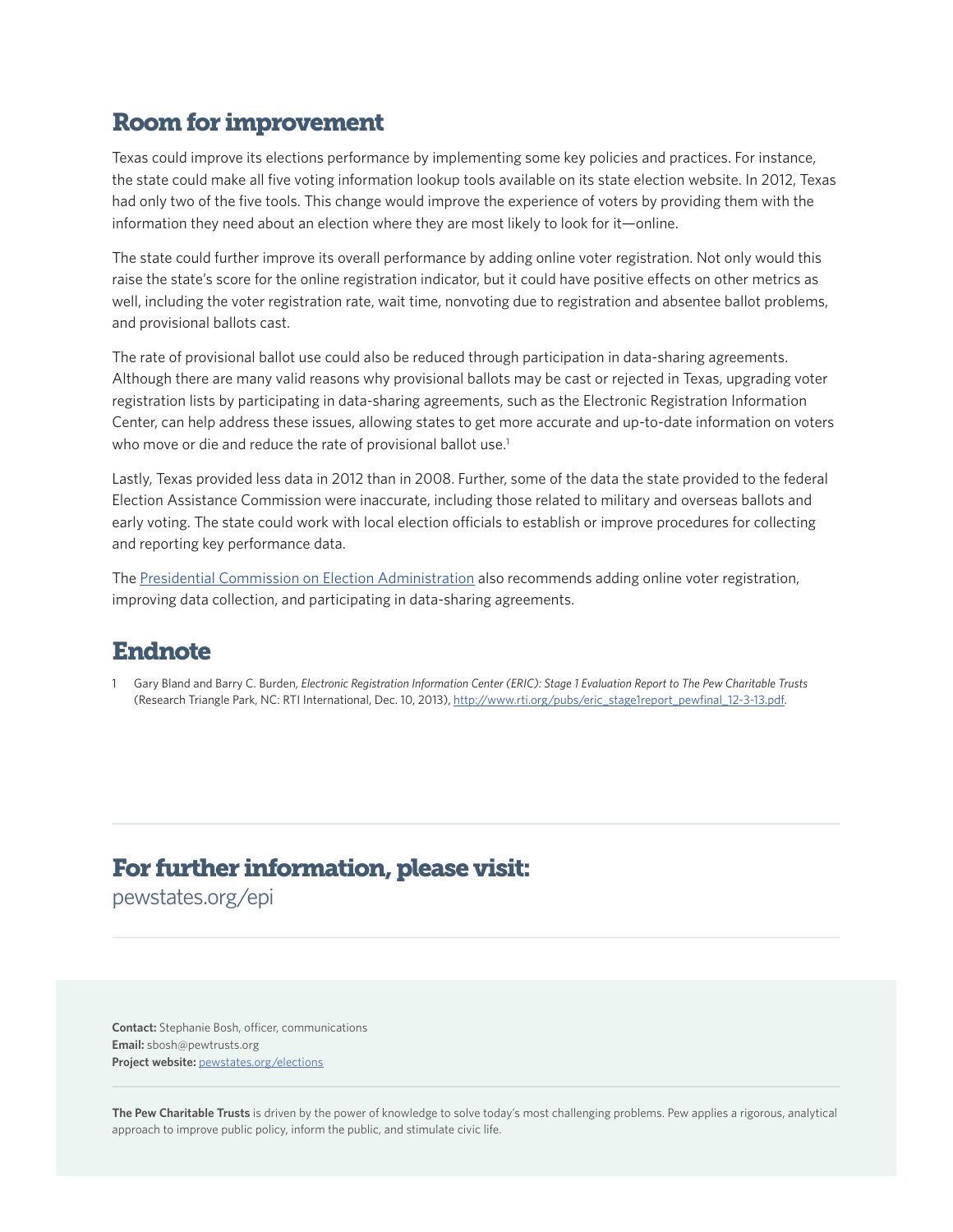## Room for improvement

Texas could improve its elections performance by implementing some key policies and practices. For instance, the state could make all five voting information lookup tools available on its state election website. In 2012, Texas had only two of the five tools. This change would improve the experience of voters by providing them with the information they need about an election where they are most likely to look for it—online.

The state could further improve its overall performance by adding online voter registration. Not only would this raise the state's score for the online registration indicator, but it could have positive effects on other metrics as well, including the voter registration rate, wait time, nonvoting due to registration and absentee ballot problems, and provisional ballots cast.

The rate of provisional ballot use could also be reduced through participation in data-sharing agreements. Although there are many valid reasons why provisional ballots may be cast or rejected in Texas, upgrading voter registration lists by participating in data-sharing agreements, such as the Electronic Registration Information Center, can help address these issues, allowing states to get more accurate and up-to-date information on voters who move or die and reduce the rate of provisional ballot use.[1]

Lastly, Texas provided less data in 2012 than in 2008. Further, some of the data the state provided to the federal Election Assistance Commission were inaccurate, including those related to military and overseas ballots and early voting. The state could work with local election officials to establish or improve procedures for collecting and reporting key performance data.

The [Presidential Commission on Election Administration](Presidential Commission on Election Administration) also recommends adding online voter registration, improving data collection, and participating in data-sharing agreements.

## Endnote

1 Gary Bland and Barry C. Burden, *Electronic Registration Information Center (ERIC): Stage 1 Evaluation Report to The Pew Charitable Trusts* (Research Triangle Park, NC: RTI International, Dec. 10, 2013), http://www.rti.org/pubs/eric_stage1report_pewfinal_12-3-13.pdf.

## For further information, please visit:

pewstates.org/epi

**Contact:** Stephanie Bosh, officer, communications
**Email:** sbosh@pewtrusts.org
**Project website:** pewstates.org/elections

**The Pew Charitable Trusts** is driven by the power of knowledge to solve today's most challenging problems. Pew applies a rigorous, analytical approach to improve public policy, inform the public, and stimulate civic life.